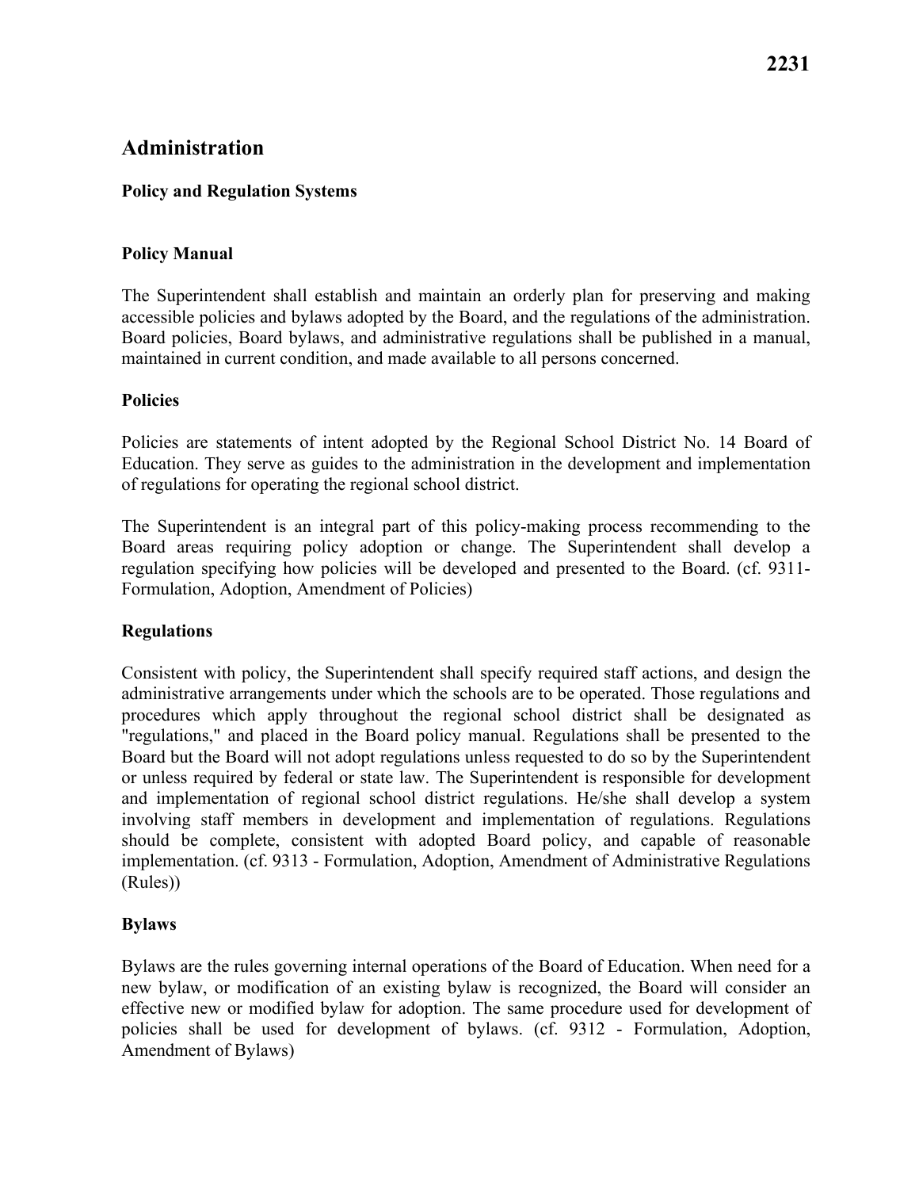2231

# Administration

## Policy and Regulation Systems

### Policy Manual

The Superintendent shall establish and maintain an orderly plan for preserving and making accessible policies and bylaws adopted by the Board, and the regulations of the administration. Board policies, Board bylaws, and administrative regulations shall be published in a manual, maintained in current condition, and made available to all persons concerned.

### Policies

Policies are statements of intent adopted by the Regional School District No. 14 Board of Education. They serve as guides to the administration in the development and implementation of regulations for operating the regional school district.

The Superintendent is an integral part of this policy-making process recommending to the Board areas requiring policy adoption or change. The Superintendent shall develop a regulation specifying how policies will be developed and presented to the Board. (cf. 9311-Formulation, Adoption, Amendment of Policies)

### Regulations

Consistent with policy, the Superintendent shall specify required staff actions, and design the administrative arrangements under which the schools are to be operated. Those regulations and procedures which apply throughout the regional school district shall be designated as "regulations," and placed in the Board policy manual. Regulations shall be presented to the Board but the Board will not adopt regulations unless requested to do so by the Superintendent or unless required by federal or state law. The Superintendent is responsible for development and implementation of regional school district regulations. He/she shall develop a system involving staff members in development and implementation of regulations. Regulations should be complete, consistent with adopted Board policy, and capable of reasonable implementation. (cf. 9313 - Formulation, Adoption, Amendment of Administrative Regulations (Rules))

### Bylaws

Bylaws are the rules governing internal operations of the Board of Education. When need for a new bylaw, or modification of an existing bylaw is recognized, the Board will consider an effective new or modified bylaw for adoption. The same procedure used for development of policies shall be used for development of bylaws. (cf. 9312 - Formulation, Adoption, Amendment of Bylaws)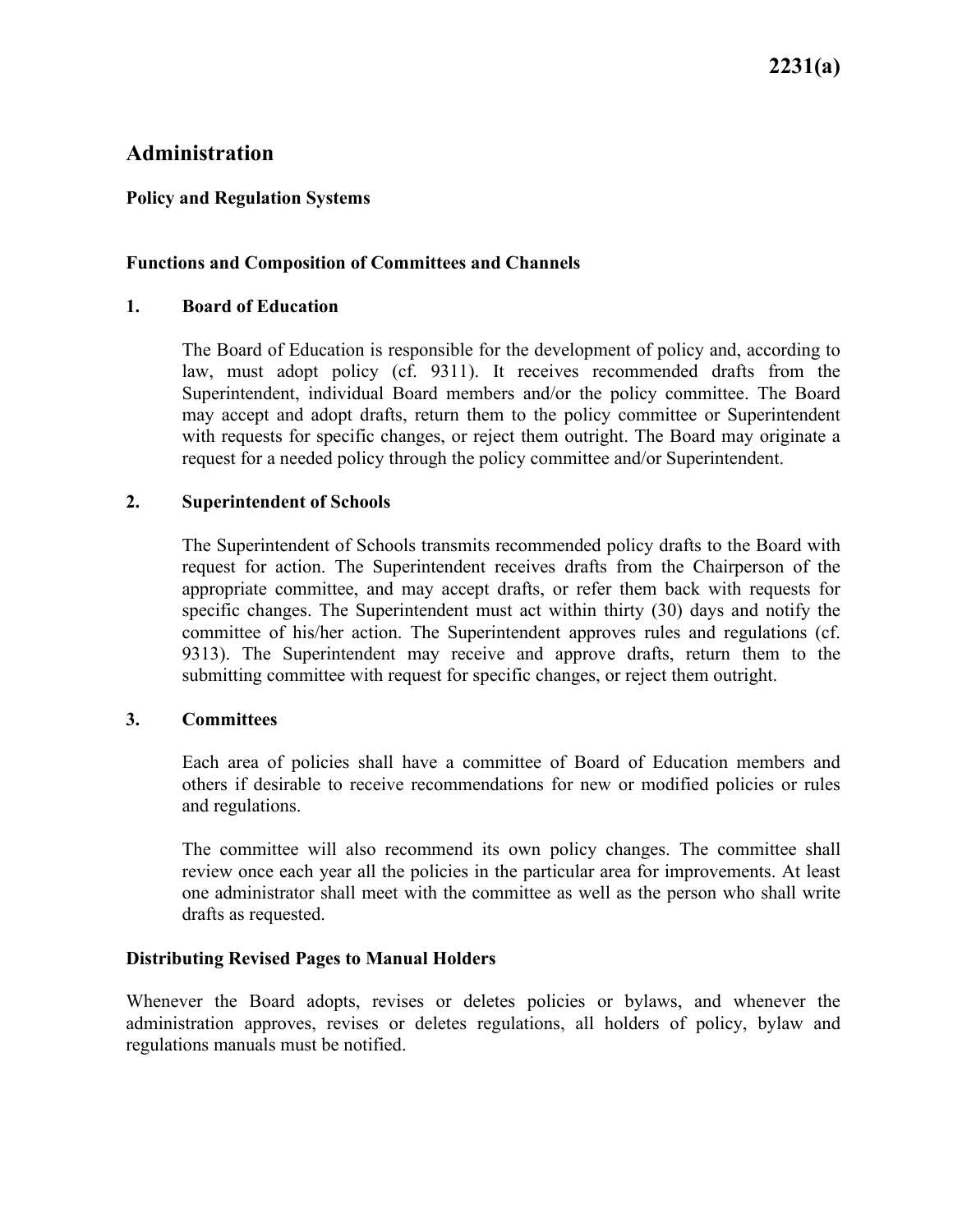# Administration

## Policy and Regulation Systems

### Functions and Composition of Committees and Channels

**1. Board of Education**

The Board of Education is responsible for the development of policy and, according to law, must adopt policy (cf. 9311). It receives recommended drafts from the Superintendent, individual Board members and/or the policy committee. The Board may accept and adopt drafts, return them to the policy committee or Superintendent with requests for specific changes, or reject them outright. The Board may originate a request for a needed policy through the policy committee and/or Superintendent.

**2. Superintendent of Schools**

The Superintendent of Schools transmits recommended policy drafts to the Board with request for action. The Superintendent receives drafts from the Chairperson of the appropriate committee, and may accept drafts, or refer them back with requests for specific changes. The Superintendent must act within thirty (30) days and notify the committee of his/her action. The Superintendent approves rules and regulations (cf. 9313). The Superintendent may receive and approve drafts, return them to the submitting committee with request for specific changes, or reject them outright.

**3. Committees**

Each area of policies shall have a committee of Board of Education members and others if desirable to receive recommendations for new or modified policies or rules and regulations.

The committee will also recommend its own policy changes. The committee shall review once each year all the policies in the particular area for improvements. At least one administrator shall meet with the committee as well as the person who shall write drafts as requested.

### Distributing Revised Pages to Manual Holders

Whenever the Board adopts, revises or deletes policies or bylaws, and whenever the administration approves, revises or deletes regulations, all holders of policy, bylaw and regulations manuals must be notified.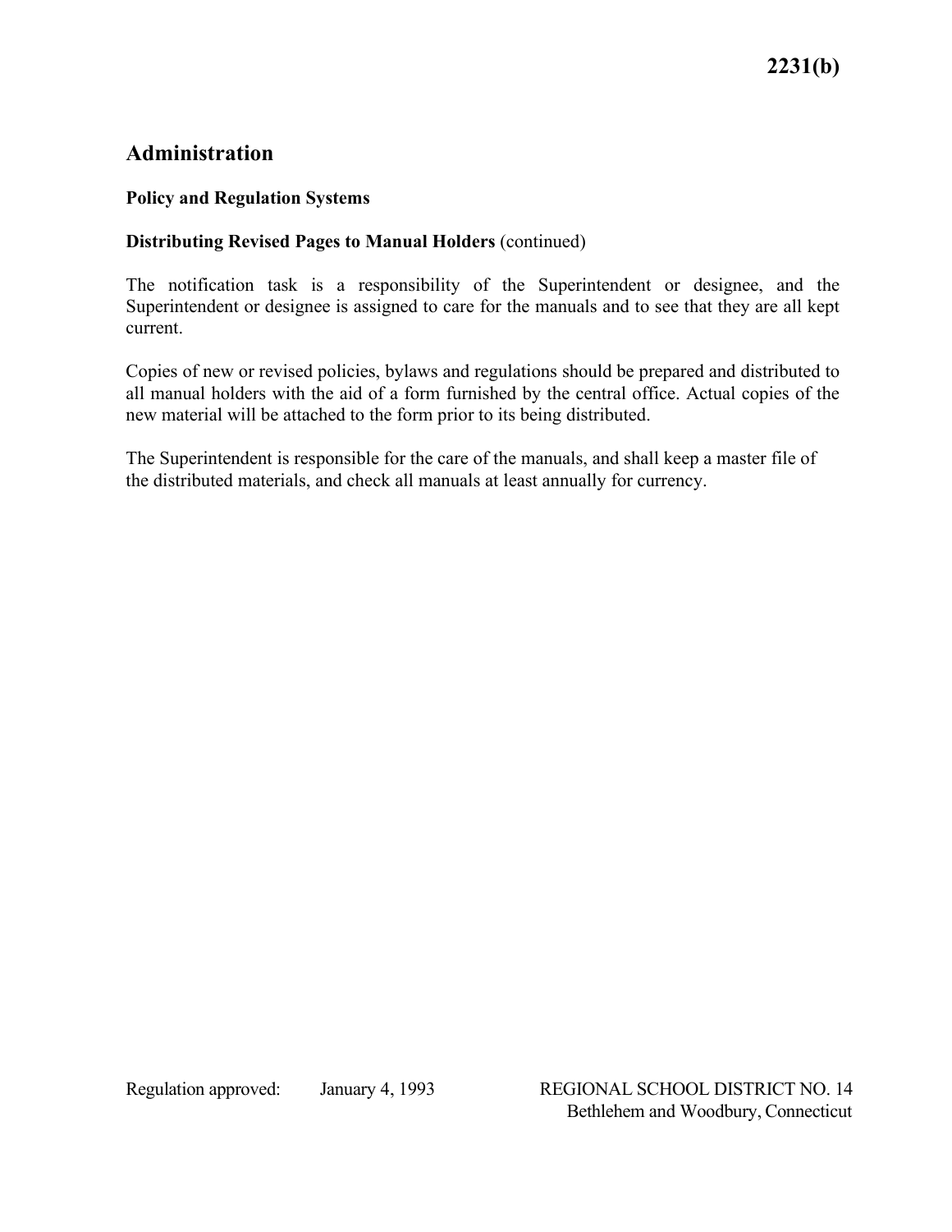## Administration

### Policy and Regulation Systems

**Distributing Revised Pages to Manual Holders** (continued)

The notification task is a responsibility of the Superintendent or designee, and the Superintendent or designee is assigned to care for the manuals and to see that they are all kept current.

Copies of new or revised policies, bylaws and regulations should be prepared and distributed to all manual holders with the aid of a form furnished by the central office. Actual copies of the new material will be attached to the form prior to its being distributed.

The Superintendent is responsible for the care of the manuals, and shall keep a master file of the distributed materials, and check all manuals at least annually for currency.

Regulation approved: January 4, 1993

REGIONAL SCHOOL DISTRICT NO. 14
Bethlehem and Woodbury, Connecticut